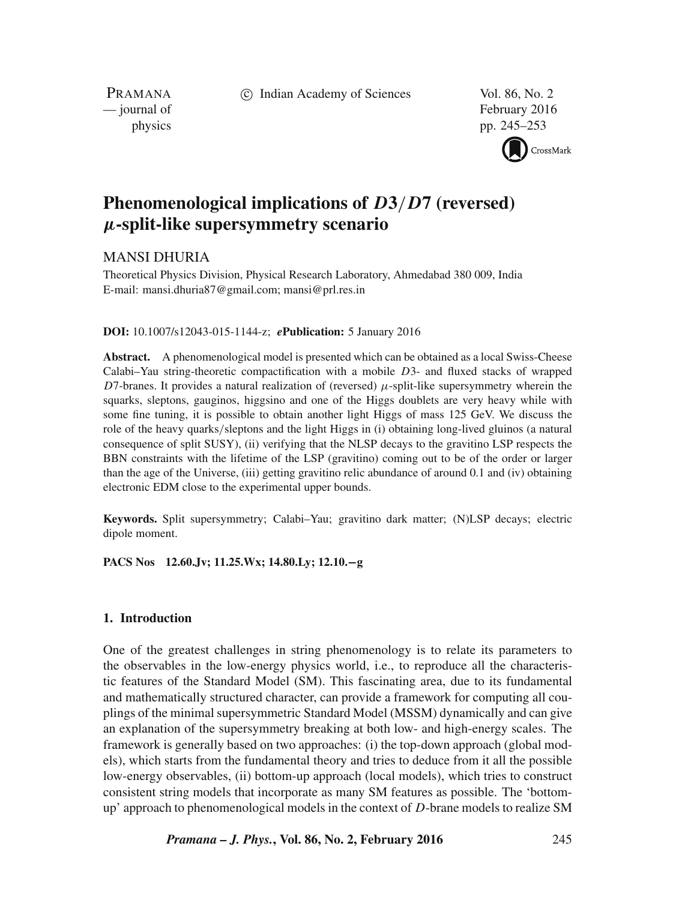# Phenomenological implications of $D3/D7$ (reversed) $\mu$-split-like supersymmetry scenario

MANSI DHURIA

Theoretical Physics Division, Physical Research Laboratory, Ahmedabad 380 009, India
E-mail: mansi.dhuria87@gmail.com; mansi@prl.res.in

**DOI:** 10.1007/s12043-015-1144-z; ***e*Publication:** 5 January 2016

**Abstract.** A phenomenological model is presented which can be obtained as a local Swiss-Cheese Calabi–Yau string-theoretic compactification with a mobile $D3$- and fluxed stacks of wrapped $D7$-branes. It provides a natural realization of (reversed) $\mu$-split-like supersymmetry wherein the squarks, sleptons, gauginos, higgsino and one of the Higgs doublets are very heavy while with some fine tuning, it is possible to obtain another light Higgs of mass 125 GeV. We discuss the role of the heavy quarks/sleptons and the light Higgs in (i) obtaining long-lived gluinos (a natural consequence of split SUSY), (ii) verifying that the NLSP decays to the gravitino LSP respects the BBN constraints with the lifetime of the LSP (gravitino) coming out to be of the order or larger than the age of the Universe, (iii) getting gravitino relic abundance of around 0.1 and (iv) obtaining electronic EDM close to the experimental upper bounds.

**Keywords.** Split supersymmetry; Calabi–Yau; gravitino dark matter; (N)LSP decays; electric dipole moment.

**PACS Nos** 12.60.Jv; 11.25.Wx; 14.80.Ly; 12.10.−g

## 1. Introduction

One of the greatest challenges in string phenomenology is to relate its parameters to the observables in the low-energy physics world, i.e., to reproduce all the characteristic features of the Standard Model (SM). This fascinating area, due to its fundamental and mathematically structured character, can provide a framework for computing all couplings of the minimal supersymmetric Standard Model (MSSM) dynamically and can give an explanation of the supersymmetry breaking at both low- and high-energy scales. The framework is generally based on two approaches: (i) the top-down approach (global models), which starts from the fundamental theory and tries to deduce from it all the possible low-energy observables, (ii) bottom-up approach (local models), which tries to construct consistent string models that incorporate as many SM features as possible. The 'bottom-up' approach to phenomenological models in the context of $D$-brane models to realize SM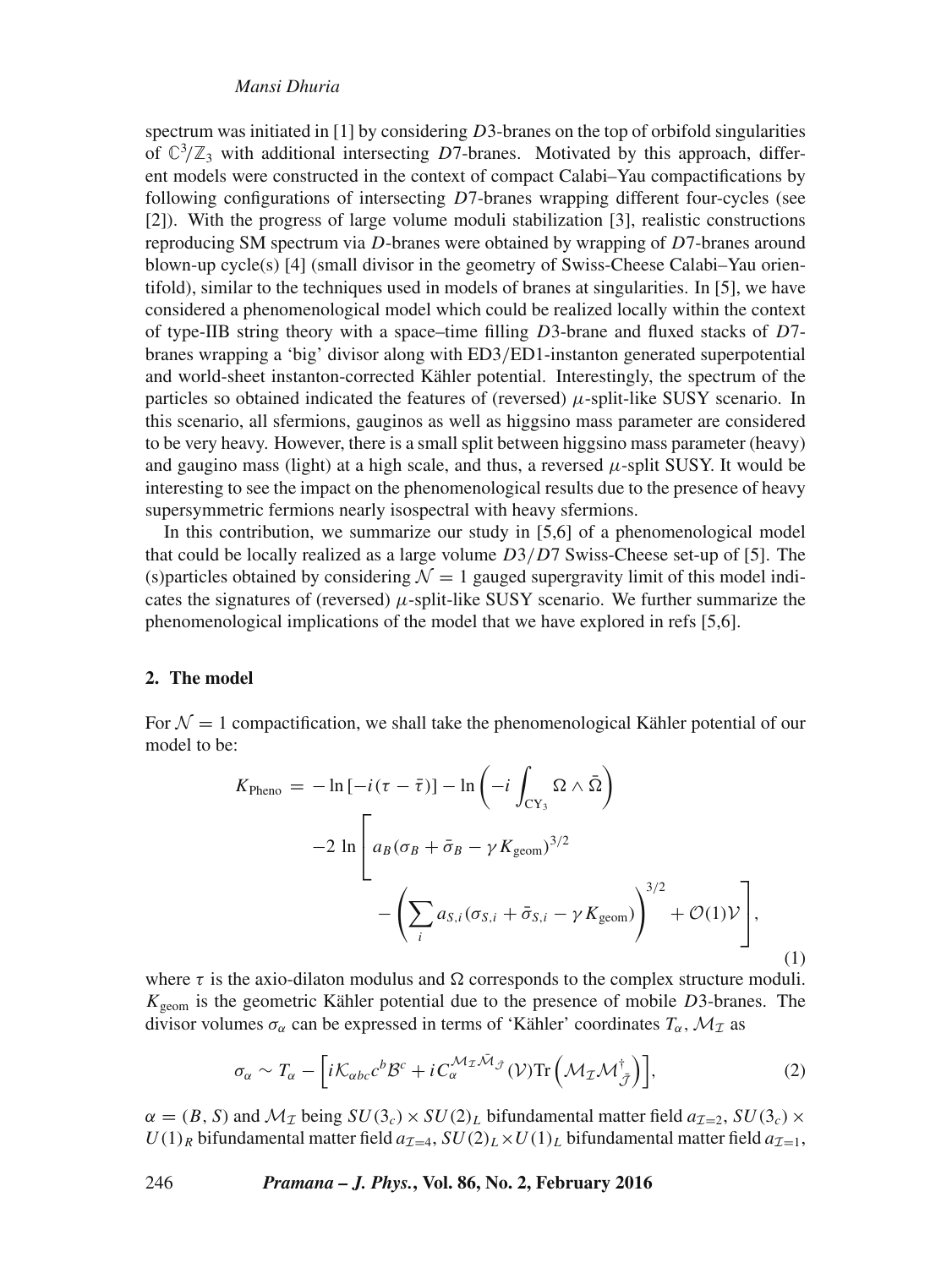spectrum was initiated in [1] by considering $D3$-branes on the top of orbifold singularities of $\mathbb{C}^3/\mathbb{Z}_3$ with additional intersecting $D7$-branes. Motivated by this approach, different models were constructed in the context of compact Calabi–Yau compactifications by following configurations of intersecting $D7$-branes wrapping different four-cycles (see [2]). With the progress of large volume moduli stabilization [3], realistic constructions reproducing SM spectrum via $D$-branes were obtained by wrapping of $D7$-branes around blown-up cycle(s) [4] (small divisor in the geometry of Swiss-Cheese Calabi–Yau orientifold), similar to the techniques used in models of branes at singularities. In [5], we have considered a phenomenological model which could be realized locally within the context of type-IIB string theory with a space–time filling $D3$-brane and fluxed stacks of $D7$-branes wrapping a 'big' divisor along with ED3/ED1-instanton generated superpotential and world-sheet instanton-corrected Kähler potential. Interestingly, the spectrum of the particles so obtained indicated the features of (reversed) $\mu$-split-like SUSY scenario. In this scenario, all sfermions, gauginos as well as higgsino mass parameter are considered to be very heavy. However, there is a small split between higgsino mass parameter (heavy) and gaugino mass (light) at a high scale, and thus, a reversed $\mu$-split SUSY. It would be interesting to see the impact on the phenomenological results due to the presence of heavy supersymmetric fermions nearly isospectral with heavy sfermions.

In this contribution, we summarize our study in [5,6] of a phenomenological model that could be locally realized as a large volume $D3/D7$ Swiss-Cheese set-up of [5]. The (s)particles obtained by considering $\mathcal{N}=1$ gauged supergravity limit of this model indicates the signatures of (reversed) $\mu$-split-like SUSY scenario. We further summarize the phenomenological implications of the model that we have explored in refs [5,6].

## 2. The model

For $\mathcal{N}=1$ compactification, we shall take the phenomenological Kähler potential of our model to be:

$$
\begin{aligned}
K_{\text{Pheno}} = & -\ln\left[-i(\tau-\bar{\tau})\right] - \ln\left(-i\int_{\text{CY}_3}\Omega\wedge\bar{\Omega}\right) \\
& -2\ln\left[a_B(\sigma_B+\bar{\sigma}_B-\gamma K_{\text{geom}})^{3/2}\right. \\
& \left. -\left(\sum_i a_{S,i}(\sigma_{S,i}+\bar{\sigma}_{S,i}-\gamma K_{\text{geom}})\right)^{3/2} + \mathcal{O}(1)\mathcal{V}\right],
\end{aligned}
\tag{1}
$$

where $\tau$ is the axio-dilaton modulus and $\Omega$ corresponds to the complex structure moduli. $K_{\text{geom}}$ is the geometric Kähler potential due to the presence of mobile $D3$-branes. The divisor volumes $\sigma_\alpha$ can be expressed in terms of 'Kähler' coordinates $T_\alpha$, $\mathcal{M}_\mathcal{I}$ as

$$
\sigma_\alpha \sim T_\alpha - \left[i\mathcal{K}_{\alpha bc}c^b\mathcal{B}^c + iC_\alpha^{\mathcal{M}_\mathcal{I}\bar{\mathcal{M}}_{\bar{\mathcal{J}}}}(\mathcal{V})\text{Tr}\left(\mathcal{M}_\mathcal{I}\mathcal{M}^\dagger_{\bar{\mathcal{J}}}\right)\right],
\tag{2}
$$

$\alpha=(B,S)$ and $\mathcal{M}_\mathcal{I}$ being $SU(3_c)\times SU(2)_L$ bifundamental matter field $a_{\mathcal{I}=2}$, $SU(3_c)\times U(1)_R$ bifundamental matter field $a_{\mathcal{I}=4}$, $SU(2)_L\times U(1)_L$ bifundamental matter field $a_{\mathcal{I}=1}$,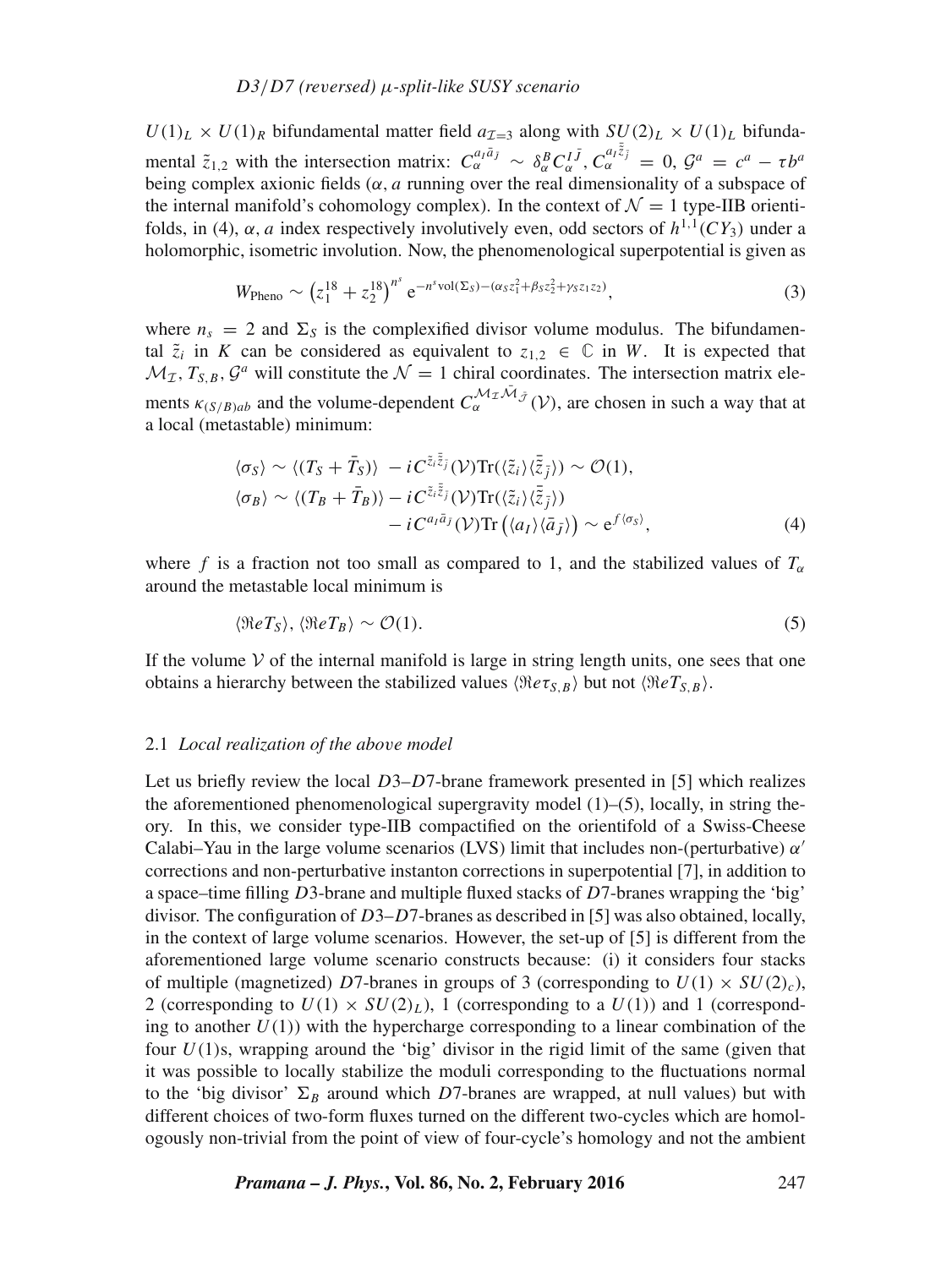$U(1)_L \times U(1)_R$ bifundamental matter field $a_{\mathcal{I}=3}$ along with $SU(2)_L \times U(1)_L$ bifundamental $\tilde{z}_{1,2}$ with the intersection matrix: $C_\alpha^{a_I \bar{a}_{\bar{J}}} \sim \delta_\alpha^B C_\alpha^{I\bar{J}}, C_\alpha^{a_I \bar{\tilde{z}}_{\bar{j}}} = 0$, $\mathcal{G}^a = c^a - \tau b^a$ being complex axionic fields ($\alpha$, $a$ running over the real dimensionality of a subspace of the internal manifold's cohomology complex). In the context of $\mathcal{N} = 1$ type-IIB orientifolds, in (4), $\alpha$, $a$ index respectively involutively even, odd sectors of $h^{1,1}(CY_3)$ under a holomorphic, isometric involution. Now, the phenomenological superpotential is given as

$$W_{\text{Pheno}} \sim \left(z_1^{18} + z_2^{18}\right)^{n^s} \mathrm{e}^{-n^s \mathrm{vol}(\Sigma_S) - (\alpha_S z_1^2 + \beta_S z_2^2 + \gamma_S z_1 z_2)}, \tag{3}$$

where $n_s = 2$ and $\Sigma_S$ is the complexified divisor volume modulus. The bifundamental $\tilde{z}_i$ in $K$ can be considered as equivalent to $z_{1,2} \in \mathbb{C}$ in $W$. It is expected that $\mathcal{M}_{\mathcal{I}}, T_{S,B}, \mathcal{G}^a$ will constitute the $\mathcal{N} = 1$ chiral coordinates. The intersection matrix elements $\kappa_{(S/B)ab}$ and the volume-dependent $C_\alpha^{\mathcal{M}_{\mathcal{I}} \bar{\mathcal{M}}_{\bar{\mathcal{J}}}}(\mathcal{V})$, are chosen in such a way that at a local (metastable) minimum:

$$\begin{aligned}
\langle \sigma_S \rangle &\sim \langle (T_S + \bar{T}_S) \rangle \; - i C^{\tilde{z}_i \bar{\tilde{z}}_{\bar{j}}}(\mathcal{V}) \mathrm{Tr}(\langle \tilde{z}_i \rangle \langle \bar{\tilde{z}}_{\bar{j}} \rangle) \sim \mathcal{O}(1), \\
\langle \sigma_B \rangle &\sim \langle (T_B + \bar{T}_B) \rangle - i C^{\tilde{z}_i \bar{\tilde{z}}_{\bar{j}}}(\mathcal{V}) \mathrm{Tr}(\langle \tilde{z}_i \rangle \langle \bar{\tilde{z}}_{\bar{j}} \rangle) \\
&\quad - i C^{a_I \bar{a}_{\bar{J}}}(\mathcal{V}) \mathrm{Tr}\left(\langle a_I \rangle \langle \bar{a}_{\bar{J}} \rangle\right) \sim \mathrm{e}^{f \langle \sigma_S \rangle},
\end{aligned} \tag{4}$$

where $f$ is a fraction not too small as compared to 1, and the stabilized values of $T_\alpha$ around the metastable local minimum is

$$\langle \Re e T_S \rangle, \langle \Re e T_B \rangle \sim \mathcal{O}(1). \tag{5}$$

If the volume $\mathcal{V}$ of the internal manifold is large in string length units, one sees that one obtains a hierarchy between the stabilized values $\langle \Re e \tau_{S,B} \rangle$ but not $\langle \Re e T_{S,B} \rangle$.

### 2.1 *Local realization of the above model*

Let us briefly review the local $D3$–$D7$-brane framework presented in [5] which realizes the aforementioned phenomenological supergravity model (1)–(5), locally, in string theory. In this, we consider type-IIB compactified on the orientifold of a Swiss-Cheese Calabi–Yau in the large volume scenarios (LVS) limit that includes non-(perturbative) $\alpha'$ corrections and non-perturbative instanton corrections in superpotential [7], in addition to a space–time filling $D3$-brane and multiple fluxed stacks of $D7$-branes wrapping the 'big' divisor. The configuration of $D3$–$D7$-branes as described in [5] was also obtained, locally, in the context of large volume scenarios. However, the set-up of [5] is different from the aforementioned large volume scenario constructs because: (i) it considers four stacks of multiple (magnetized) $D7$-branes in groups of 3 (corresponding to $U(1) \times SU(2)_c$), 2 (corresponding to $U(1) \times SU(2)_L$), 1 (corresponding to a $U(1)$) and 1 (corresponding to another $U(1)$) with the hypercharge corresponding to a linear combination of the four $U(1)$s, wrapping around the 'big' divisor in the rigid limit of the same (given that it was possible to locally stabilize the moduli corresponding to the fluctuations normal to the 'big divisor' $\Sigma_B$ around which $D7$-branes are wrapped, at null values) but with different choices of two-form fluxes turned on the different two-cycles which are homologously non-trivial from the point of view of four-cycle's homology and not the ambient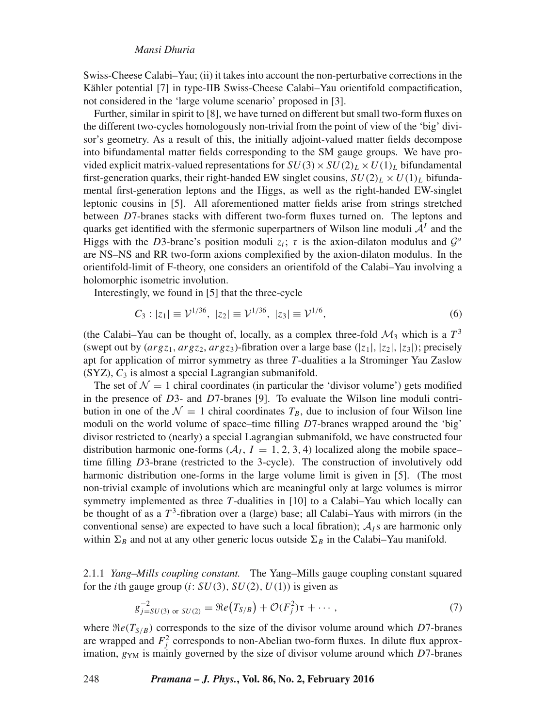Swiss-Cheese Calabi–Yau; (ii) it takes into account the non-perturbative corrections in the Kähler potential [7] in type-IIB Swiss-Cheese Calabi–Yau orientifold compactification, not considered in the 'large volume scenario' proposed in [3].

Further, similar in spirit to [8], we have turned on different but small two-form fluxes on the different two-cycles homologously non-trivial from the point of view of the 'big' divisor's geometry. As a result of this, the initially adjoint-valued matter fields decompose into bifundamental matter fields corresponding to the SM gauge groups. We have provided explicit matrix-valued representations for $SU(3) \times SU(2)_L \times U(1)_L$ bifundamental first-generation quarks, their right-handed EW singlet cousins, $SU(2)_L \times U(1)_L$ bifundamental first-generation leptons and the Higgs, as well as the right-handed EW-singlet leptonic cousins in [5]. All aforementioned matter fields arise from strings stretched between $D7$-branes stacks with different two-form fluxes turned on. The leptons and quarks get identified with the sfermonic superpartners of Wilson line moduli $\mathcal{A}^I$ and the Higgs with the $D3$-brane's position moduli $z_i$; $\tau$ is the axion-dilaton modulus and $\mathcal{G}^a$ are NS–NS and RR two-form axions complexified by the axion-dilaton modulus. In the orientifold-limit of F-theory, one considers an orientifold of the Calabi–Yau involving a holomorphic isometric involution.

Interestingly, we found in [5] that the three-cycle

$$C_3 : |z_1| \equiv \mathcal{V}^{1/36},\ |z_2| \equiv \mathcal{V}^{1/36},\ |z_3| \equiv \mathcal{V}^{1/6}, \tag{6}$$

(the Calabi–Yau can be thought of, locally, as a complex three-fold $\mathcal{M}_3$ which is a $T^3$ (swept out by $(arg z_1, arg z_2, arg z_3)$-fibration over a large base $(|z_1|, |z_2|, |z_3|)$; precisely apt for application of mirror symmetry as three $T$-dualities a la Strominger Yau Zaslow (SYZ), $C_3$ is almost a special Lagrangian submanifold.

The set of $\mathcal{N} = 1$ chiral coordinates (in particular the 'divisor volume') gets modified in the presence of $D3$- and $D7$-branes [9]. To evaluate the Wilson line moduli contribution in one of the $\mathcal{N} = 1$ chiral coordinates $T_B$, due to inclusion of four Wilson line moduli on the world volume of space–time filling $D7$-branes wrapped around the 'big' divisor restricted to (nearly) a special Lagrangian submanifold, we have constructed four distribution harmonic one-forms ($\mathcal{A}_I$, $I = 1, 2, 3, 4$) localized along the mobile space–time filling $D3$-brane (restricted to the 3-cycle). The construction of involutively odd harmonic distribution one-forms in the large volume limit is given in [5]. (The most non-trivial example of involutions which are meaningful only at large volumes is mirror symmetry implemented as three $T$-dualities in [10] to a Calabi–Yau which locally can be thought of as a $T^3$-fibration over a (large) base; all Calabi–Yaus with mirrors (in the conventional sense) are expected to have such a local fibration); $\mathcal{A}_I$s are harmonic only within $\Sigma_B$ and not at any other generic locus outside $\Sigma_B$ in the Calabi–Yau manifold.

2.1.1 *Yang–Mills coupling constant.* The Yang–Mills gauge coupling constant squared for the $i$th gauge group ($i$: $SU(3)$, $SU(2)$, $U(1)$) is given as

$$g^{-2}_{j=SU(3)\ \text{or}\ SU(2)} = \Re e\big(T_{S/B}\big) + \mathcal{O}(F_j^2)\tau + \cdots, \tag{7}$$

where $\Re e(T_{S/B})$ corresponds to the size of the divisor volume around which $D7$-branes are wrapped and $F_j^2$ corresponds to non-Abelian two-form fluxes. In dilute flux approximation, $g_{\rm YM}$ is mainly governed by the size of divisor volume around which $D7$-branes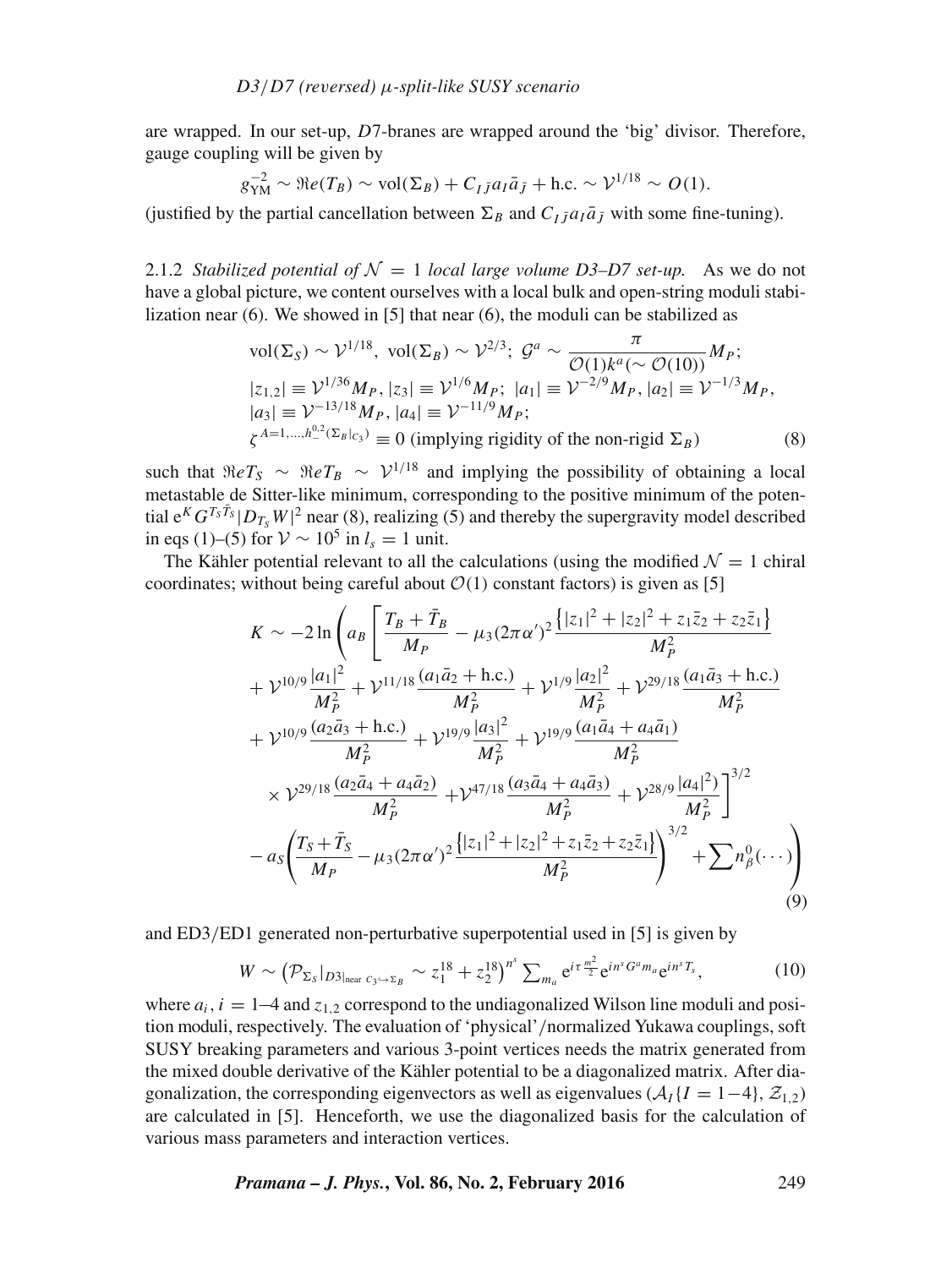are wrapped. In our set-up, $D7$-branes are wrapped around the 'big' divisor. Therefore, gauge coupling will be given by

$$g_{\rm YM}^{-2} \sim \Re e(T_B) \sim \text{vol}(\Sigma_B) + C_{I\bar{J}} a_I \bar{a}_{\bar{J}} + \text{h.c.} \sim \mathcal{V}^{1/18} \sim O(1).$$

(justified by the partial cancellation between $\Sigma_B$ and $C_{I\bar{J}} a_I \bar{a}_{\bar{J}}$ with some fine-tuning).

#### 2.1.2 *Stabilized potential of $\mathcal{N} = 1$ local large volume D3–D7 set-up.*

As we do not have a global picture, we content ourselves with a local bulk and open-string moduli stabilization near (6). We showed in [5] that near (6), the moduli can be stabilized as

$$\begin{aligned}
&\text{vol}(\Sigma_S) \sim \mathcal{V}^{1/18},\ \text{vol}(\Sigma_B) \sim \mathcal{V}^{2/3};\ \mathcal{G}^a \sim \frac{\pi}{\mathcal{O}(1)k^a(\sim \mathcal{O}(10))} M_P;\\
&|z_{1,2}| \equiv \mathcal{V}^{1/36} M_P, |z_3| \equiv \mathcal{V}^{1/6} M_P;\ |a_1| \equiv \mathcal{V}^{-2/9} M_P, |a_2| \equiv \mathcal{V}^{-1/3} M_P,\\
&|a_3| \equiv \mathcal{V}^{-13/18} M_P, |a_4| \equiv \mathcal{V}^{-11/9} M_P;\\
&\zeta^{A=1,\ldots,h_-^{0,2}(\Sigma_B|_{C_3})} \equiv 0 \text{ (implying rigidity of the non-rigid } \Sigma_B) \qquad (8)
\end{aligned}$$

such that $\Re e T_S \sim \Re e T_B \sim \mathcal{V}^{1/18}$ and implying the possibility of obtaining a local metastable de Sitter-like minimum, corresponding to the positive minimum of the potential $\mathrm{e}^K G^{T_S\bar{T}_S}|D_{T_S}W|^2$ near (8), realizing (5) and thereby the supergravity model described in eqs (1)–(5) for $\mathcal{V} \sim 10^5$ in $l_s = 1$ unit.

The Kähler potential relevant to all the calculations (using the modified $\mathcal{N} = 1$ chiral coordinates; without being careful about $\mathcal{O}(1)$ constant factors) is given as [5]

$$\begin{aligned}
K \sim -2\ln\Bigg(&a_B\Bigg[\frac{T_B+\bar{T}_B}{M_P} - \mu_3(2\pi\alpha')^2\frac{\left\{|z_1|^2+|z_2|^2+z_1\bar{z}_2+z_2\bar{z}_1\right\}}{M_P^2}\\
&+\mathcal{V}^{10/9}\frac{|a_1|^2}{M_P^2}+\mathcal{V}^{11/18}\frac{(a_1\bar{a}_2+\text{h.c.})}{M_P^2}+\mathcal{V}^{1/9}\frac{|a_2|^2}{M_P^2}+\mathcal{V}^{29/18}\frac{(a_1\bar{a}_3+\text{h.c.})}{M_P^2}\\
&+\mathcal{V}^{10/9}\frac{(a_2\bar{a}_3+\text{h.c.})}{M_P^2}+\mathcal{V}^{19/9}\frac{|a_3|^2}{M_P^2}+\mathcal{V}^{19/9}\frac{(a_1\bar{a}_4+a_4\bar{a}_1)}{M_P^2}\\
&\times\mathcal{V}^{29/18}\frac{(a_2\bar{a}_4+a_4\bar{a}_2)}{M_P^2}+\mathcal{V}^{47/18}\frac{(a_3\bar{a}_4+a_4\bar{a}_3)}{M_P^2}+\mathcal{V}^{28/9}\frac{|a_4|^2)}{M_P^2}\Bigg]^{3/2}\\
&-a_S\left(\frac{T_S+\bar{T}_S}{M_P}-\mu_3(2\pi\alpha')^2\frac{\left\{|z_1|^2+|z_2|^2+z_1\bar{z}_2+z_2\bar{z}_1\right\}}{M_P^2}\right)^{3/2}+\sum n^0_\beta(\cdots)\Bigg)
\end{aligned} \qquad (9)$$

and ED3/ED1 generated non-perturbative superpotential used in [5] is given by

$$W \sim \left(\mathcal{P}_{\Sigma_S}|_{D3|_{\text{near } C_3 \hookrightarrow \Sigma_B}} \sim z_1^{18}+z_2^{18}\right)^{n^s} \sum_{m_a} \mathrm{e}^{i\tau\frac{m^2}{2}} \mathrm{e}^{in^s G^a m_a} \mathrm{e}^{in^s T_s}, \qquad (10)$$

where $a_i$, $i = 1$–$4$ and $z_{1,2}$ correspond to the undiagonalized Wilson line moduli and position moduli, respectively. The evaluation of 'physical'/normalized Yukawa couplings, soft SUSY breaking parameters and various 3-point vertices needs the matrix generated from the mixed double derivative of the Kähler potential to be a diagonalized matrix. After diagonalization, the corresponding eigenvectors as well as eigenvalues ($\mathcal{A}_I\{I = 1-4\}$, $\mathcal{Z}_{1,2}$) are calculated in [5]. Henceforth, we use the diagonalized basis for the calculation of various mass parameters and interaction vertices.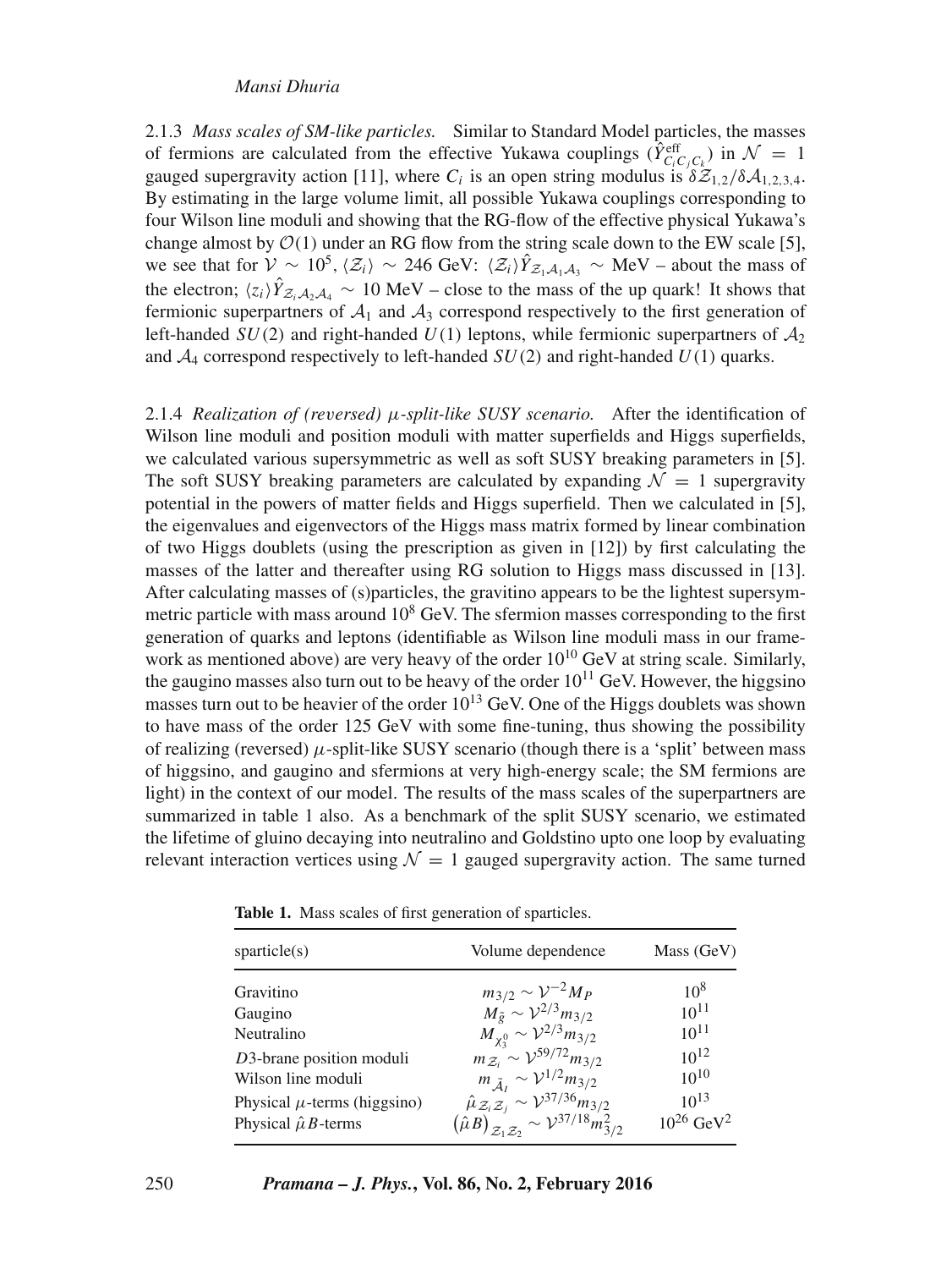2.1.3 *Mass scales of SM-like particles.* Similar to Standard Model particles, the masses of fermions are calculated from the effective Yukawa couplings ($\hat{Y}^{\rm eff}_{C_i C_j C_k}$) in $\mathcal{N} = 1$ gauged supergravity action [11], where $C_i$ is an open string modulus is $\delta\mathcal{Z}_{1,2}/\delta\mathcal{A}_{1,2,3,4}$. By estimating in the large volume limit, all possible Yukawa couplings corresponding to four Wilson line moduli and showing that the RG-flow of the effective physical Yukawa's change almost by $\mathcal{O}(1)$ under an RG flow from the string scale down to the EW scale [5], we see that for $\mathcal{V} \sim 10^5$, $\langle\mathcal{Z}_i\rangle \sim 246$ GeV: $\langle\mathcal{Z}_i\rangle\hat{Y}_{\mathcal{Z}_1\mathcal{A}_1\mathcal{A}_3} \sim$ MeV – about the mass of the electron; $\langle z_i\rangle\hat{Y}_{\mathcal{Z}_i\mathcal{A}_2\mathcal{A}_4} \sim 10$ MeV – close to the mass of the up quark! It shows that fermionic superpartners of $\mathcal{A}_1$ and $\mathcal{A}_3$ correspond respectively to the first generation of left-handed $SU(2)$ and right-handed $U(1)$ leptons, while fermionic superpartners of $\mathcal{A}_2$ and $\mathcal{A}_4$ correspond respectively to left-handed $SU(2)$ and right-handed $U(1)$ quarks.

2.1.4 *Realization of (reversed) $\mu$-split-like SUSY scenario.* After the identification of Wilson line moduli and position moduli with matter superfields and Higgs superfields, we calculated various supersymmetric as well as soft SUSY breaking parameters in [5]. The soft SUSY breaking parameters are calculated by expanding $\mathcal{N} = 1$ supergravity potential in the powers of matter fields and Higgs superfield. Then we calculated in [5], the eigenvalues and eigenvectors of the Higgs mass matrix formed by linear combination of two Higgs doublets (using the prescription as given in [12]) by first calculating the masses of the latter and thereafter using RG solution to Higgs mass discussed in [13]. After calculating masses of (s)particles, the gravitino appears to be the lightest supersymmetric particle with mass around $10^8$ GeV. The sfermion masses corresponding to the first generation of quarks and leptons (identifiable as Wilson line moduli mass in our framework as mentioned above) are very heavy of the order $10^{10}$ GeV at string scale. Similarly, the gaugino masses also turn out to be heavy of the order $10^{11}$ GeV. However, the higgsino masses turn out to be heavier of the order $10^{13}$ GeV. One of the Higgs doublets was shown to have mass of the order 125 GeV with some fine-tuning, thus showing the possibility of realizing (reversed) $\mu$-split-like SUSY scenario (though there is a 'split' between mass of higgsino, and gaugino and sfermions at very high-energy scale; the SM fermions are light) in the context of our model. The results of the mass scales of the superpartners are summarized in table 1 also. As a benchmark of the split SUSY scenario, we estimated the lifetime of gluino decaying into neutralino and Goldstino upto one loop by evaluating relevant interaction vertices using $\mathcal{N} = 1$ gauged supergravity action. The same turned

**Table 1.** Mass scales of first generation of sparticles.

| sparticle(s) | Volume dependence | Mass (GeV) |
|---|---|---|
| Gravitino | $m_{3/2} \sim \mathcal{V}^{-2} M_P$ | $10^8$ |
| Gaugino | $M_{\tilde{g}} \sim \mathcal{V}^{2/3} m_{3/2}$ | $10^{11}$ |
| Neutralino | $M_{\chi^0_3} \sim \mathcal{V}^{2/3} m_{3/2}$ | $10^{11}$ |
| $D3$-brane position moduli | $m_{\mathcal{Z}_i} \sim \mathcal{V}^{59/72} m_{3/2}$ | $10^{12}$ |
| Wilson line moduli | $m_{\tilde{\mathcal{A}}_I} \sim \mathcal{V}^{1/2} m_{3/2}$ | $10^{10}$ |
| Physical $\mu$-terms (higgsino) | $\hat{\mu}_{\mathcal{Z}_i\mathcal{Z}_j} \sim \mathcal{V}^{37/36} m_{3/2}$ | $10^{13}$ |
| Physical $\hat{\mu}B$-terms | $\left(\hat{\mu}B\right)_{\mathcal{Z}_1\mathcal{Z}_2} \sim \mathcal{V}^{37/18} m^2_{3/2}$ | $10^{26}$ GeV$^2$ |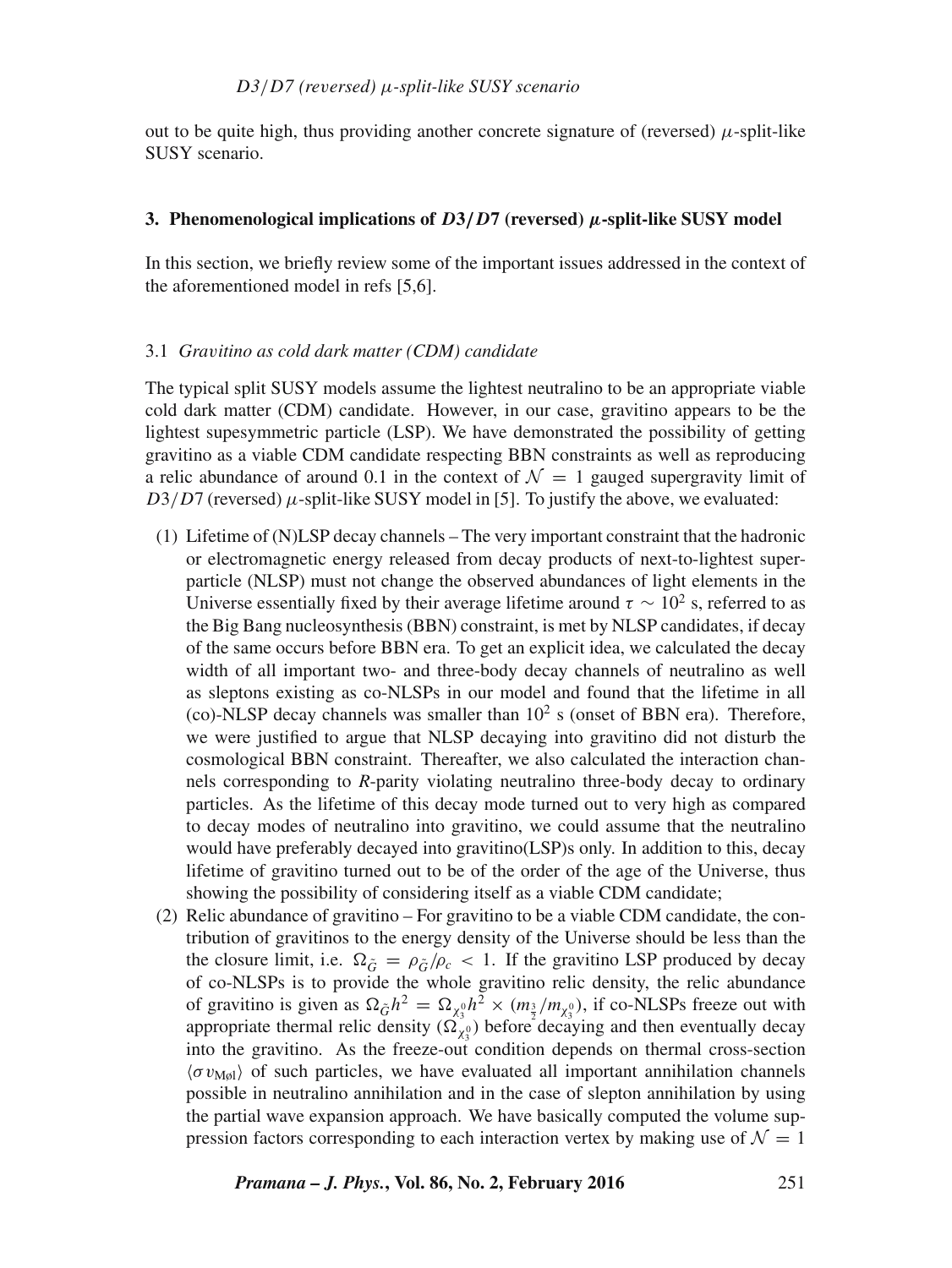out to be quite high, thus providing another concrete signature of (reversed) $\mu$-split-like SUSY scenario.

## 3. Phenomenological implications of $D3/D7$ (reversed) $\mu$-split-like SUSY model

In this section, we briefly review some of the important issues addressed in the context of the aforementioned model in refs [5,6].

### 3.1 *Gravitino as cold dark matter (CDM) candidate*

The typical split SUSY models assume the lightest neutralino to be an appropriate viable cold dark matter (CDM) candidate. However, in our case, gravitino appears to be the lightest supesymmetric particle (LSP). We have demonstrated the possibility of getting gravitino as a viable CDM candidate respecting BBN constraints as well as reproducing a relic abundance of around 0.1 in the context of $\mathcal{N} = 1$ gauged supergravity limit of $D3/D7$ (reversed) $\mu$-split-like SUSY model in [5]. To justify the above, we evaluated:

(1) Lifetime of (N)LSP decay channels – The very important constraint that the hadronic or electromagnetic energy released from decay products of next-to-lightest superparticle (NLSP) must not change the observed abundances of light elements in the Universe essentially fixed by their average lifetime around $\tau \sim 10^2$ s, referred to as the Big Bang nucleosynthesis (BBN) constraint, is met by NLSP candidates, if decay of the same occurs before BBN era. To get an explicit idea, we calculated the decay width of all important two- and three-body decay channels of neutralino as well as sleptons existing as co-NLSPs in our model and found that the lifetime in all (co)-NLSP decay channels was smaller than $10^2$ s (onset of BBN era). Therefore, we were justified to argue that NLSP decaying into gravitino did not disturb the cosmological BBN constraint. Thereafter, we also calculated the interaction channels corresponding to *R*-parity violating neutralino three-body decay to ordinary particles. As the lifetime of this decay mode turned out to very high as compared to decay modes of neutralino into gravitino, we could assume that the neutralino would have preferably decayed into gravitino(LSP)s only. In addition to this, decay lifetime of gravitino turned out to be of the order of the age of the Universe, thus showing the possibility of considering itself as a viable CDM candidate;

(2) Relic abundance of gravitino – For gravitino to be a viable CDM candidate, the contribution of gravitinos to the energy density of the Universe should be less than the the closure limit, i.e. $\Omega_{\tilde{G}} = \rho_{\tilde{G}}/\rho_c < 1$. If the gravitino LSP produced by decay of co-NLSPs is to provide the whole gravitino relic density, the relic abundance of gravitino is given as $\Omega_{\tilde{G}}h^2 = \Omega_{\chi_3^0}h^2 \times (m_{\frac{3}{2}}/m_{\chi_3^0})$, if co-NLSPs freeze out with appropriate thermal relic density ($\Omega_{\chi_3^0}$) before decaying and then eventually decay into the gravitino. As the freeze-out condition depends on thermal cross-section $\langle \sigma v_{\text{Møl}} \rangle$ of such particles, we have evaluated all important annihilation channels possible in neutralino annihilation and in the case of slepton annihilation by using the partial wave expansion approach. We have basically computed the volume suppression factors corresponding to each interaction vertex by making use of $\mathcal{N} = 1$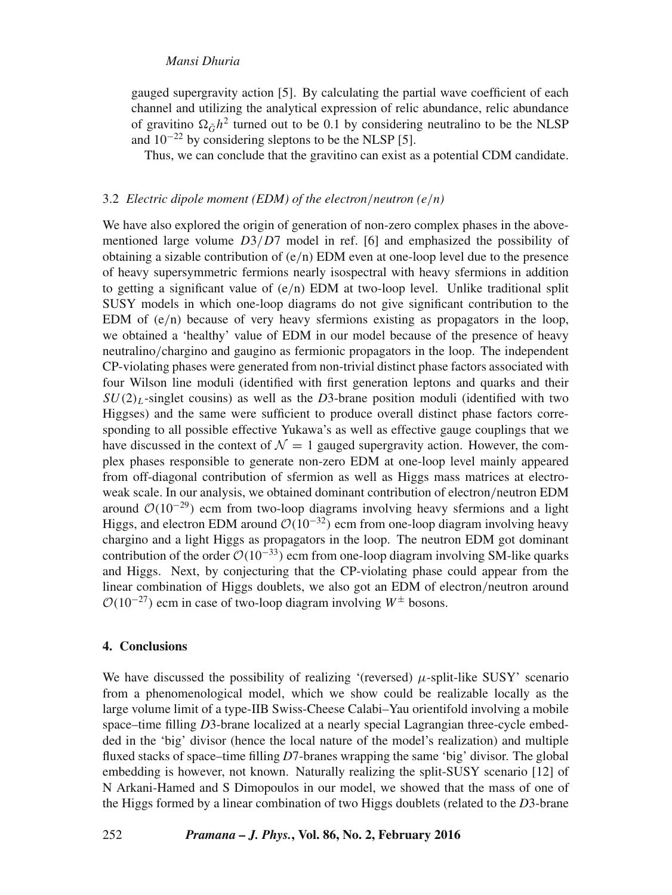gauged supergravity action [5]. By calculating the partial wave coefficient of each channel and utilizing the analytical expression of relic abundance, relic abundance of gravitino $\Omega_{\tilde{G}}h^2$ turned out to be 0.1 by considering neutralino to be the NLSP and $10^{-22}$ by considering sleptons to be the NLSP [5].

Thus, we can conclude that the gravitino can exist as a potential CDM candidate.

### 3.2 *Electric dipole moment (EDM) of the electron/neutron (e/n)*

We have also explored the origin of generation of non-zero complex phases in the above-mentioned large volume $D3/D7$ model in ref. [6] and emphasized the possibility of obtaining a sizable contribution of (e/n) EDM even at one-loop level due to the presence of heavy supersymmetric fermions nearly isospectral with heavy sfermions in addition to getting a significant value of (e/n) EDM at two-loop level. Unlike traditional split SUSY models in which one-loop diagrams do not give significant contribution to the EDM of (e/n) because of very heavy sfermions existing as propagators in the loop, we obtained a 'healthy' value of EDM in our model because of the presence of heavy neutralino/chargino and gaugino as fermionic propagators in the loop. The independent CP-violating phases were generated from non-trivial distinct phase factors associated with four Wilson line moduli (identified with first generation leptons and quarks and their $SU(2)_L$-singlet cousins) as well as the $D3$-brane position moduli (identified with two Higgses) and the same were sufficient to produce overall distinct phase factors corresponding to all possible effective Yukawa's as well as effective gauge couplings that we have discussed in the context of $\mathcal{N} = 1$ gauged supergravity action. However, the complex phases responsible to generate non-zero EDM at one-loop level mainly appeared from off-diagonal contribution of sfermion as well as Higgs mass matrices at electroweak scale. In our analysis, we obtained dominant contribution of electron/neutron EDM around $\mathcal{O}(10^{-29})$ ecm from two-loop diagrams involving heavy sfermions and a light Higgs, and electron EDM around $\mathcal{O}(10^{-32})$ ecm from one-loop diagram involving heavy chargino and a light Higgs as propagators in the loop. The neutron EDM got dominant contribution of the order $\mathcal{O}(10^{-33})$ ecm from one-loop diagram involving SM-like quarks and Higgs. Next, by conjecturing that the CP-violating phase could appear from the linear combination of Higgs doublets, we also got an EDM of electron/neutron around $\mathcal{O}(10^{-27})$ ecm in case of two-loop diagram involving $W^{\pm}$ bosons.

## 4. Conclusions

We have discussed the possibility of realizing '(reversed) $\mu$-split-like SUSY' scenario from a phenomenological model, which we show could be realizable locally as the large volume limit of a type-IIB Swiss-Cheese Calabi–Yau orientifold involving a mobile space–time filling $D3$-brane localized at a nearly special Lagrangian three-cycle embedded in the 'big' divisor (hence the local nature of the model's realization) and multiple fluxed stacks of space–time filling $D7$-branes wrapping the same 'big' divisor. The global embedding is however, not known. Naturally realizing the split-SUSY scenario [12] of N Arkani-Hamed and S Dimopoulos in our model, we showed that the mass of one of the Higgs formed by a linear combination of two Higgs doublets (related to the $D3$-brane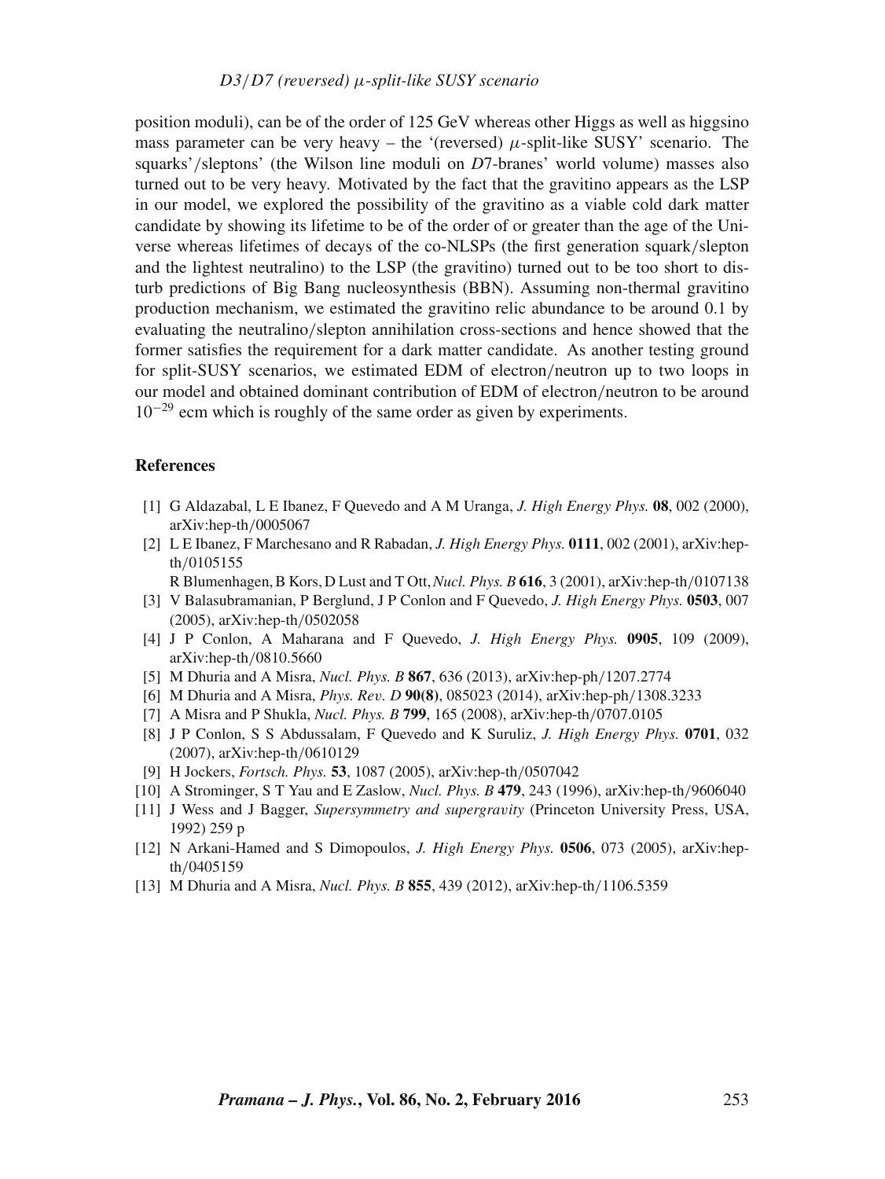position moduli), can be of the order of 125 GeV whereas other Higgs as well as higgsino mass parameter can be very heavy – the '(reversed) $\mu$-split-like SUSY' scenario. The squarks'/sleptons' (the Wilson line moduli on $D7$-branes' world volume) masses also turned out to be very heavy. Motivated by the fact that the gravitino appears as the LSP in our model, we explored the possibility of the gravitino as a viable cold dark matter candidate by showing its lifetime to be of the order of or greater than the age of the Universe whereas lifetimes of decays of the co-NLSPs (the first generation squark/slepton and the lightest neutralino) to the LSP (the gravitino) turned out to be too short to disturb predictions of Big Bang nucleosynthesis (BBN). Assuming non-thermal gravitino production mechanism, we estimated the gravitino relic abundance to be around 0.1 by evaluating the neutralino/slepton annihilation cross-sections and hence showed that the former satisfies the requirement for a dark matter candidate. As another testing ground for split-SUSY scenarios, we estimated EDM of electron/neutron up to two loops in our model and obtained dominant contribution of EDM of electron/neutron to be around $10^{-29}$ ecm which is roughly of the same order as given by experiments.

## References

[1] G Aldazabal, L E Ibanez, F Quevedo and A M Uranga, *J. High Energy Phys.* **08**, 002 (2000), arXiv:hep-th/0005067

[2] L E Ibanez, F Marchesano and R Rabadan, *J. High Energy Phys.* **0111**, 002 (2001), arXiv:hep-th/0105155
R Blumenhagen, B Kors, D Lust and T Ott, *Nucl. Phys. B* **616**, 3 (2001), arXiv:hep-th/0107138

[3] V Balasubramanian, P Berglund, J P Conlon and F Quevedo, *J. High Energy Phys.* **0503**, 007 (2005), arXiv:hep-th/0502058

[4] J P Conlon, A Maharana and F Quevedo, *J. High Energy Phys.* **0905**, 109 (2009), arXiv:hep-th/0810.5660

[5] M Dhuria and A Misra, *Nucl. Phys. B* **867**, 636 (2013), arXiv:hep-ph/1207.2774

[6] M Dhuria and A Misra, *Phys. Rev. D* **90(8)**, 085023 (2014), arXiv:hep-ph/1308.3233

[7] A Misra and P Shukla, *Nucl. Phys. B* **799**, 165 (2008), arXiv:hep-th/0707.0105

[8] J P Conlon, S S Abdussalam, F Quevedo and K Suruliz, *J. High Energy Phys.* **0701**, 032 (2007), arXiv:hep-th/0610129

[9] H Jockers, *Fortsch. Phys.* **53**, 1087 (2005), arXiv:hep-th/0507042

[10] A Strominger, S T Yau and E Zaslow, *Nucl. Phys. B* **479**, 243 (1996), arXiv:hep-th/9606040

[11] J Wess and J Bagger, *Supersymmetry and supergravity* (Princeton University Press, USA, 1992) 259 p

[12] N Arkani-Hamed and S Dimopoulos, *J. High Energy Phys.* **0506**, 073 (2005), arXiv:hep-th/0405159

[13] M Dhuria and A Misra, *Nucl. Phys. B* **855**, 439 (2012), arXiv:hep-th/1106.5359